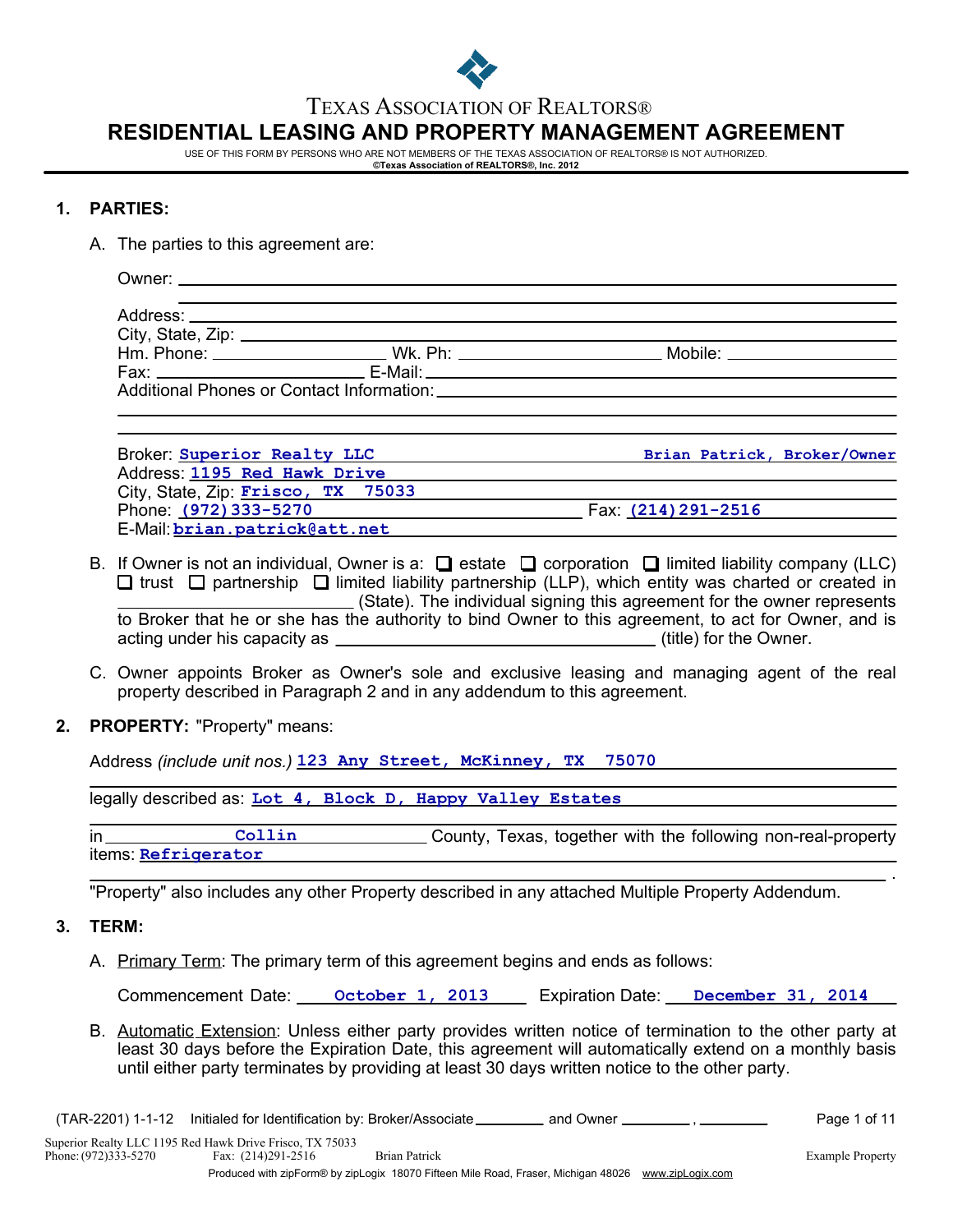TEXAS ASSOCIATION OF REALTORS®

# RESIDENTIAL LEASING AND PROPERTY MANAGEMENT AGREEMENT

USE OF THIS FORM BY PERSONS WHO ARE NOT MEMBERS OF THE TEXAS ASSOCIATION OF REALTORS® IS NOT AUTHORIZED.
**©Texas Association of REALTORS®, Inc. 2012**

## 1. PARTIES:

A. The parties to this agreement are:

Owner: ______________________________

Address: ______________________________
City, State, Zip: ______________________________
Hm. Phone: __________ Wk. Ph: __________ Mobile: __________
Fax: __________ E-Mail: __________
Additional Phones or Contact Information: ______________________________

Broker: **Superior Realty LLC** **Brian Patrick, Broker/Owner**
Address: **1195 Red Hawk Drive**
City, State, Zip: **Frisco, TX 75033**
Phone: **(972)333-5270** Fax: **(214)291-2516**
E-Mail: **brian.patrick@att.net**

B. If Owner is not an individual, Owner is a: ☐ estate ☐ corporation ☐ limited liability company (LLC) ☐ trust ☐ partnership ☐ limited liability partnership (LLP), which entity was charted or created in __________ (State). The individual signing this agreement for the owner represents to Broker that he or she has the authority to bind Owner to this agreement, to act for Owner, and is acting under his capacity as __________ (title) for the Owner.

C. Owner appoints Broker as Owner's sole and exclusive leasing and managing agent of the real property described in Paragraph 2 and in any addendum to this agreement.

## 2. PROPERTY: "Property" means:

Address *(include unit nos.)* **123 Any Street, McKinney, TX 75070**

legally described as: **Lot 4, Block D, Happy Valley Estates**

in **Collin** County, Texas, together with the following non-real-property items: **Refrigerator**

"Property" also includes any other Property described in any attached Multiple Property Addendum.

## 3. TERM:

A. Primary Term: The primary term of this agreement begins and ends as follows:

Commencement Date: **October 1, 2013** Expiration Date: **December 31, 2014**

B. Automatic Extension: Unless either party provides written notice of termination to the other party at least 30 days before the Expiration Date, this agreement will automatically extend on a monthly basis until either party terminates by providing at least 30 days written notice to the other party.

(TAR-2201) 1-1-12 Initialed for Identification by: Broker/Associate ________ and Owner ________ , ________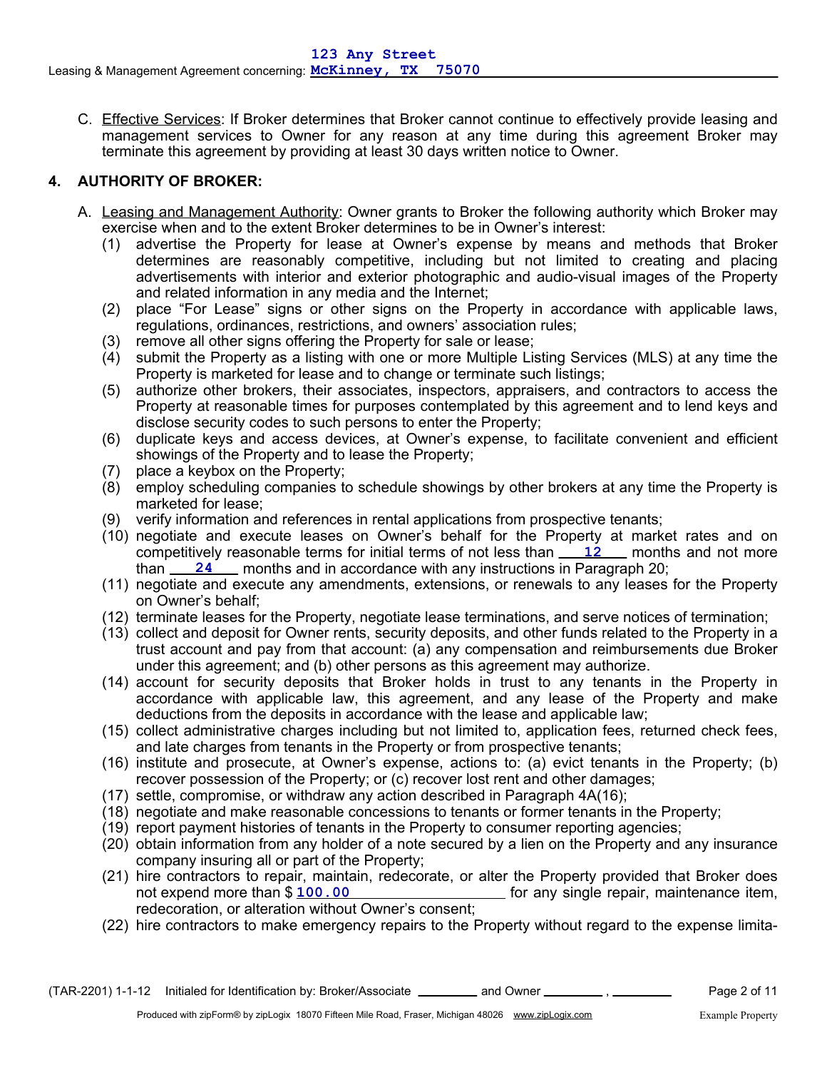C. Effective Services: If Broker determines that Broker cannot continue to effectively provide leasing and management services to Owner for any reason at any time during this agreement Broker may terminate this agreement by providing at least 30 days written notice to Owner.

## 4. AUTHORITY OF BROKER:

A. Leasing and Management Authority: Owner grants to Broker the following authority which Broker may exercise when and to the extent Broker determines to be in Owner's interest:

(1) advertise the Property for lease at Owner's expense by means and methods that Broker determines are reasonably competitive, including but not limited to creating and placing advertisements with interior and exterior photographic and audio-visual images of the Property and related information in any media and the Internet;

(2) place "For Lease" signs or other signs on the Property in accordance with applicable laws, regulations, ordinances, restrictions, and owners' association rules;

(3) remove all other signs offering the Property for sale or lease;

(4) submit the Property as a listing with one or more Multiple Listing Services (MLS) at any time the Property is marketed for lease and to change or terminate such listings;

(5) authorize other brokers, their associates, inspectors, appraisers, and contractors to access the Property at reasonable times for purposes contemplated by this agreement and to lend keys and disclose security codes to such persons to enter the Property;

(6) duplicate keys and access devices, at Owner's expense, to facilitate convenient and efficient showings of the Property and to lease the Property;

(7) place a keybox on the Property;

(8) employ scheduling companies to schedule showings by other brokers at any time the Property is marketed for lease;

(9) verify information and references in rental applications from prospective tenants;

(10) negotiate and execute leases on Owner's behalf for the Property at market rates and on competitively reasonable terms for initial terms of not less than 12 months and not more than 24 months and in accordance with any instructions in Paragraph 20;

(11) negotiate and execute any amendments, extensions, or renewals to any leases for the Property on Owner's behalf;

(12) terminate leases for the Property, negotiate lease terminations, and serve notices of termination;

(13) collect and deposit for Owner rents, security deposits, and other funds related to the Property in a trust account and pay from that account: (a) any compensation and reimbursements due Broker under this agreement; and (b) other persons as this agreement may authorize.

(14) account for security deposits that Broker holds in trust to any tenants in the Property in accordance with applicable law, this agreement, and any lease of the Property and make deductions from the deposits in accordance with the lease and applicable law;

(15) collect administrative charges including but not limited to, application fees, returned check fees, and late charges from tenants in the Property or from prospective tenants;

(16) institute and prosecute, at Owner's expense, actions to: (a) evict tenants in the Property; (b) recover possession of the Property; or (c) recover lost rent and other damages;

(17) settle, compromise, or withdraw any action described in Paragraph 4A(16);

(18) negotiate and make reasonable concessions to tenants or former tenants in the Property;

(19) report payment histories of tenants in the Property to consumer reporting agencies;

(20) obtain information from any holder of a note secured by a lien on the Property and any insurance company insuring all or part of the Property;

(21) hire contractors to repair, maintain, redecorate, or alter the Property provided that Broker does not expend more than $ 100.00 for any single repair, maintenance item, redecoration, or alteration without Owner's consent;

(22) hire contractors to make emergency repairs to the Property without regard to the expense limita-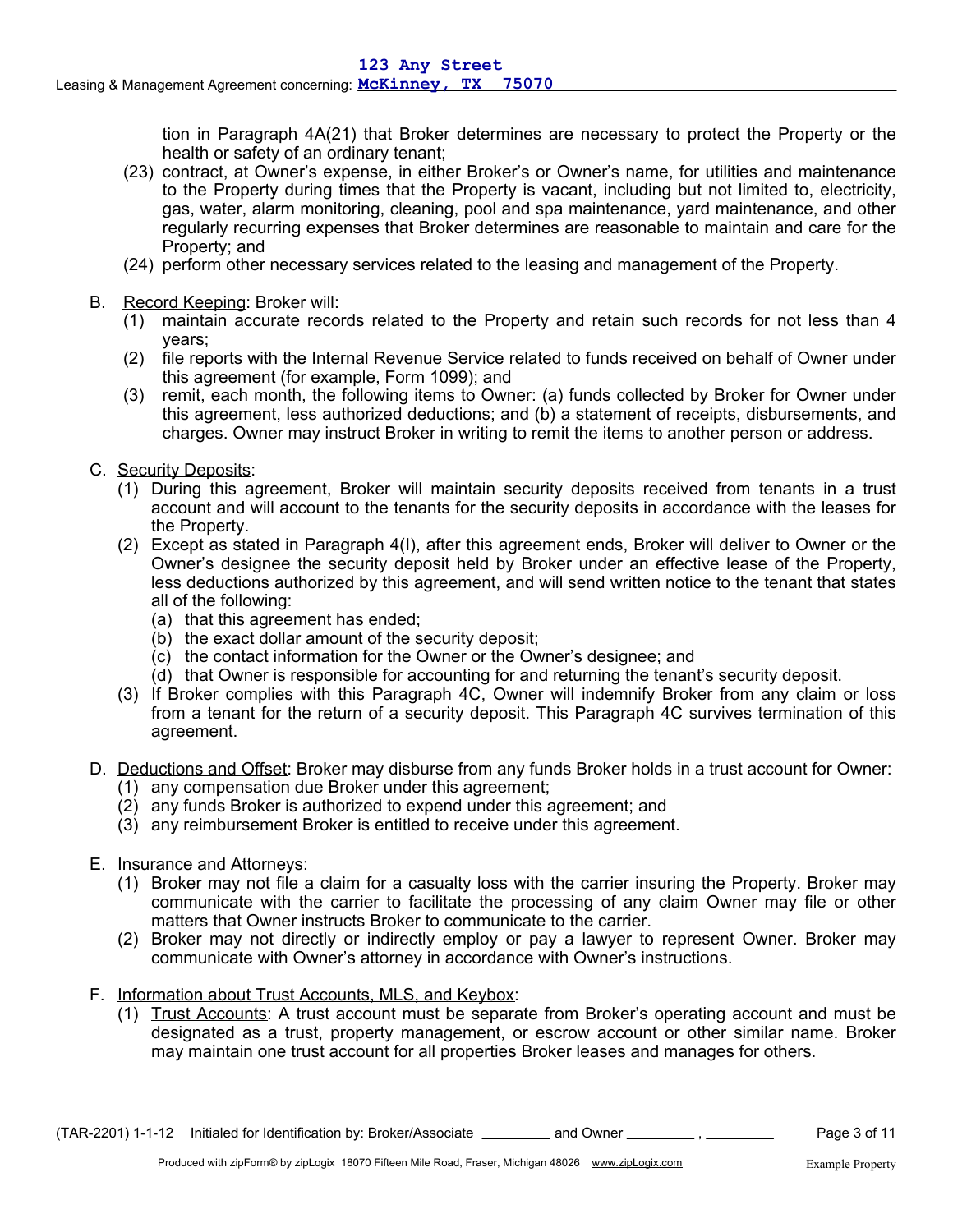tion in Paragraph 4A(21) that Broker determines are necessary to protect the Property or the health or safety of an ordinary tenant;

(23) contract, at Owner's expense, in either Broker's or Owner's name, for utilities and maintenance to the Property during times that the Property is vacant, including but not limited to, electricity, gas, water, alarm monitoring, cleaning, pool and spa maintenance, yard maintenance, and other regularly recurring expenses that Broker determines are reasonable to maintain and care for the Property; and

(24) perform other necessary services related to the leasing and management of the Property.

B. Record Keeping: Broker will:

(1) maintain accurate records related to the Property and retain such records for not less than 4 years;

(2) file reports with the Internal Revenue Service related to funds received on behalf of Owner under this agreement (for example, Form 1099); and

(3) remit, each month, the following items to Owner: (a) funds collected by Broker for Owner under this agreement, less authorized deductions; and (b) a statement of receipts, disbursements, and charges. Owner may instruct Broker in writing to remit the items to another person or address.

C. Security Deposits:

(1) During this agreement, Broker will maintain security deposits received from tenants in a trust account and will account to the tenants for the security deposits in accordance with the leases for the Property.

(2) Except as stated in Paragraph 4(I), after this agreement ends, Broker will deliver to Owner or the Owner's designee the security deposit held by Broker under an effective lease of the Property, less deductions authorized by this agreement, and will send written notice to the tenant that states all of the following:
   (a) that this agreement has ended;
   (b) the exact dollar amount of the security deposit;
   (c) the contact information for the Owner or the Owner's designee; and
   (d) that Owner is responsible for accounting for and returning the tenant's security deposit.

(3) If Broker complies with this Paragraph 4C, Owner will indemnify Broker from any claim or loss from a tenant for the return of a security deposit. This Paragraph 4C survives termination of this agreement.

D. Deductions and Offset: Broker may disburse from any funds Broker holds in a trust account for Owner:

(1) any compensation due Broker under this agreement;

(2) any funds Broker is authorized to expend under this agreement; and

(3) any reimbursement Broker is entitled to receive under this agreement.

E. Insurance and Attorneys:

(1) Broker may not file a claim for a casualty loss with the carrier insuring the Property. Broker may communicate with the carrier to facilitate the processing of any claim Owner may file or other matters that Owner instructs Broker to communicate to the carrier.

(2) Broker may not directly or indirectly employ or pay a lawyer to represent Owner. Broker may communicate with Owner's attorney in accordance with Owner's instructions.

F. Information about Trust Accounts, MLS, and Keybox:

(1) Trust Accounts: A trust account must be separate from Broker's operating account and must be designated as a trust, property management, or escrow account or other similar name. Broker may maintain one trust account for all properties Broker leases and manages for others.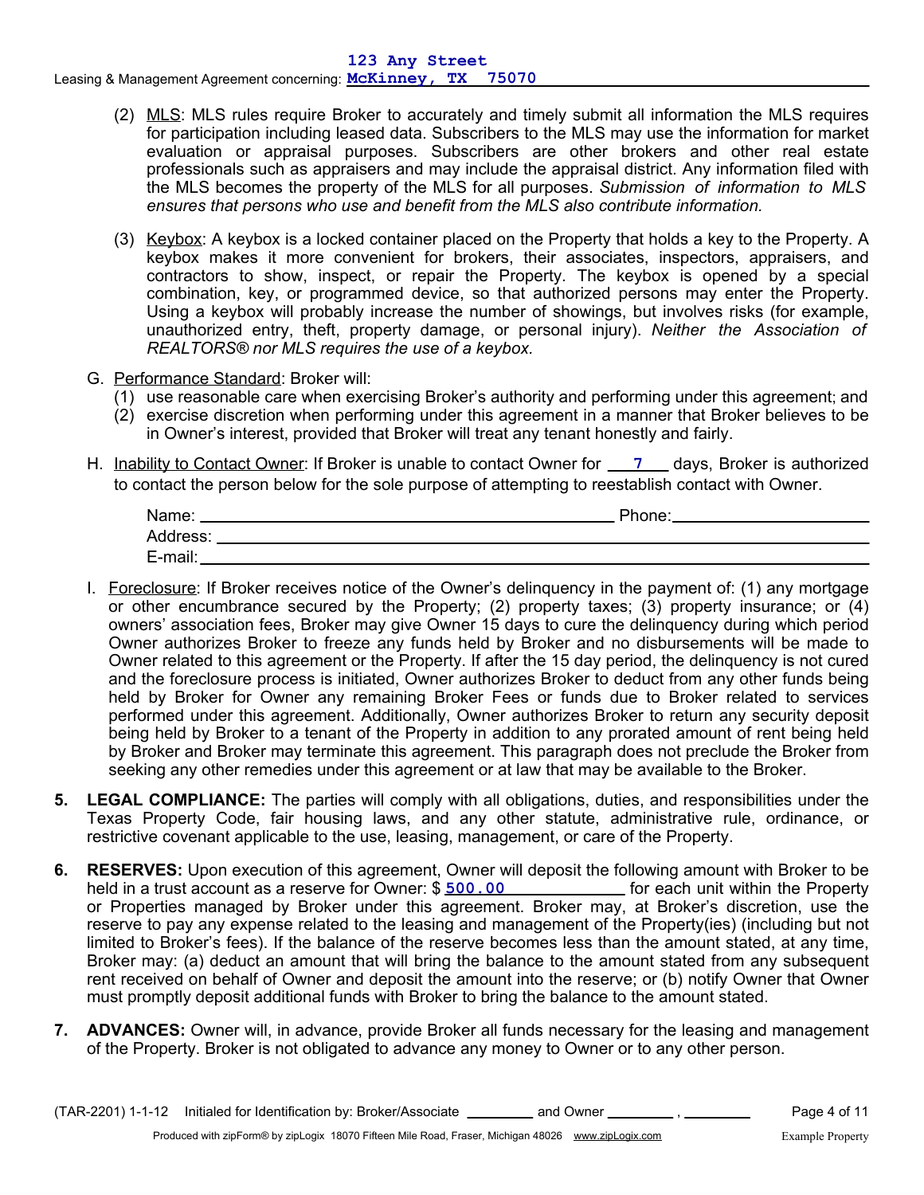(2) MLS: MLS rules require Broker to accurately and timely submit all information the MLS requires for participation including leased data. Subscribers to the MLS may use the information for market evaluation or appraisal purposes. Subscribers are other brokers and other real estate professionals such as appraisers and may include the appraisal district. Any information filed with the MLS becomes the property of the MLS for all purposes. *Submission of information to MLS ensures that persons who use and benefit from the MLS also contribute information.*

(3) Keybox: A keybox is a locked container placed on the Property that holds a key to the Property. A keybox makes it more convenient for brokers, their associates, inspectors, appraisers, and contractors to show, inspect, or repair the Property. The keybox is opened by a special combination, key, or programmed device, so that authorized persons may enter the Property. Using a keybox will probably increase the number of showings, but involves risks (for example, unauthorized entry, theft, property damage, or personal injury). *Neither the Association of REALTORS® nor MLS requires the use of a keybox.*

G. Performance Standard: Broker will:

(1) use reasonable care when exercising Broker's authority and performing under this agreement; and

(2) exercise discretion when performing under this agreement in a manner that Broker believes to be in Owner's interest, provided that Broker will treat any tenant honestly and fairly.

H. Inability to Contact Owner: If Broker is unable to contact Owner for 7 days, Broker is authorized to contact the person below for the sole purpose of attempting to reestablish contact with Owner.

Name: ______________________ Phone: ______________________

Address: ______________________

E-mail: ______________________

I. Foreclosure: If Broker receives notice of the Owner's delinquency in the payment of: (1) any mortgage or other encumbrance secured by the Property; (2) property taxes; (3) property insurance; or (4) owners' association fees, Broker may give Owner 15 days to cure the delinquency during which period Owner authorizes Broker to freeze any funds held by Broker and no disbursements will be made to Owner related to this agreement or the Property. If after the 15 day period, the delinquency is not cured and the foreclosure process is initiated, Owner authorizes Broker to deduct from any other funds being held by Broker for Owner any remaining Broker Fees or funds due to Broker related to services performed under this agreement. Additionally, Owner authorizes Broker to return any security deposit being held by Broker to a tenant of the Property in addition to any prorated amount of rent being held by Broker and Broker may terminate this agreement. This paragraph does not preclude the Broker from seeking any other remedies under this agreement or at law that may be available to the Broker.

**5. LEGAL COMPLIANCE:** The parties will comply with all obligations, duties, and responsibilities under the Texas Property Code, fair housing laws, and any other statute, administrative rule, ordinance, or restrictive covenant applicable to the use, leasing, management, or care of the Property.

**6. RESERVES:** Upon execution of this agreement, Owner will deposit the following amount with Broker to be held in a trust account as a reserve for Owner: $ 500.00 for each unit within the Property or Properties managed by Broker under this agreement. Broker may, at Broker's discretion, use the reserve to pay any expense related to the leasing and management of the Property(ies) (including but not limited to Broker's fees). If the balance of the reserve becomes less than the amount stated, at any time, Broker may: (a) deduct an amount that will bring the balance to the amount stated from any subsequent rent received on behalf of Owner and deposit the amount into the reserve; or (b) notify Owner that Owner must promptly deposit additional funds with Broker to bring the balance to the amount stated.

**7. ADVANCES:** Owner will, in advance, provide Broker all funds necessary for the leasing and management of the Property. Broker is not obligated to advance any money to Owner or to any other person.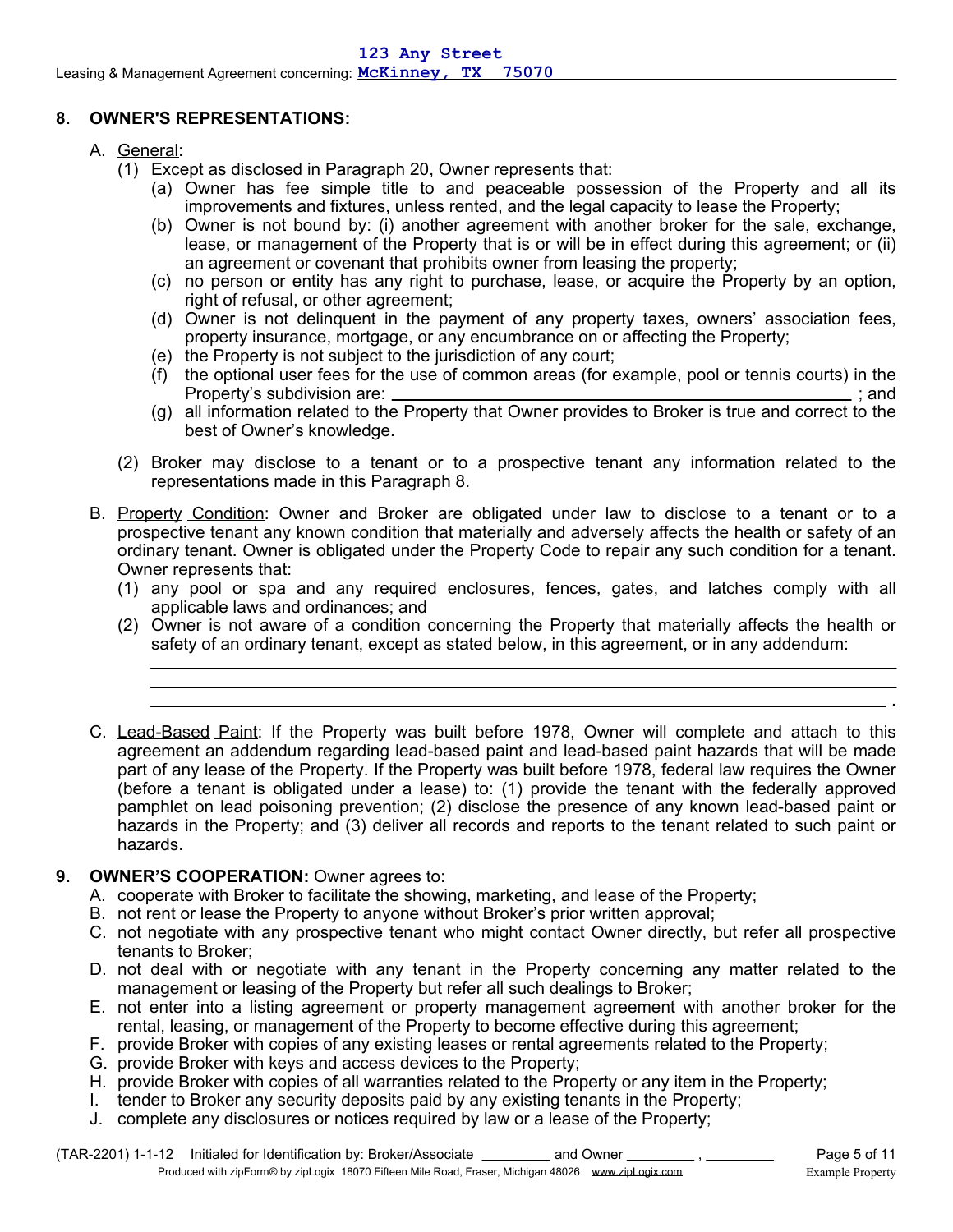## 8. OWNER'S REPRESENTATIONS:

A. General:

(1) Except as disclosed in Paragraph 20, Owner represents that:

(a) Owner has fee simple title to and peaceable possession of the Property and all its improvements and fixtures, unless rented, and the legal capacity to lease the Property;

(b) Owner is not bound by: (i) another agreement with another broker for the sale, exchange, lease, or management of the Property that is or will be in effect during this agreement; or (ii) an agreement or covenant that prohibits owner from leasing the property;

(c) no person or entity has any right to purchase, lease, or acquire the Property by an option, right of refusal, or other agreement;

(d) Owner is not delinquent in the payment of any property taxes, owners' association fees, property insurance, mortgage, or any encumbrance on or affecting the Property;

(e) the Property is not subject to the jurisdiction of any court;

(f) the optional user fees for the use of common areas (for example, pool or tennis courts) in the Property's subdivision are: ______________________________ ; and

(g) all information related to the Property that Owner provides to Broker is true and correct to the best of Owner's knowledge.

(2) Broker may disclose to a tenant or to a prospective tenant any information related to the representations made in this Paragraph 8.

B. Property Condition: Owner and Broker are obligated under law to disclose to a tenant or to a prospective tenant any known condition that materially and adversely affects the health or safety of an ordinary tenant. Owner is obligated under the Property Code to repair any such condition for a tenant. Owner represents that:

(1) any pool or spa and any required enclosures, fences, gates, and latches comply with all applicable laws and ordinances; and

(2) Owner is not aware of a condition concerning the Property that materially affects the health or safety of an ordinary tenant, except as stated below, in this agreement, or in any addendum:

______________________________

______________________________

______________________________ .

C. Lead-Based Paint: If the Property was built before 1978, Owner will complete and attach to this agreement an addendum regarding lead-based paint and lead-based paint hazards that will be made part of any lease of the Property. If the Property was built before 1978, federal law requires the Owner (before a tenant is obligated under a lease) to: (1) provide the tenant with the federally approved pamphlet on lead poisoning prevention; (2) disclose the presence of any known lead-based paint or hazards in the Property; and (3) deliver all records and reports to the tenant related to such paint or hazards.

## 9. OWNER'S COOPERATION: Owner agrees to:

A. cooperate with Broker to facilitate the showing, marketing, and lease of the Property;

B. not rent or lease the Property to anyone without Broker's prior written approval;

C. not negotiate with any prospective tenant who might contact Owner directly, but refer all prospective tenants to Broker;

D. not deal with or negotiate with any tenant in the Property concerning any matter related to the management or leasing of the Property but refer all such dealings to Broker;

E. not enter into a listing agreement or property management agreement with another broker for the rental, leasing, or management of the Property to become effective during this agreement;

F. provide Broker with copies of any existing leases or rental agreements related to the Property;

G. provide Broker with keys and access devices to the Property;

H. provide Broker with copies of all warranties related to the Property or any item in the Property;

I. tender to Broker any security deposits paid by any existing tenants in the Property;

J. complete any disclosures or notices required by law or a lease of the Property;

(TAR-2201) 1-1-12 Initialed for Identification by: Broker/Associate ________ and Owner ________ , ________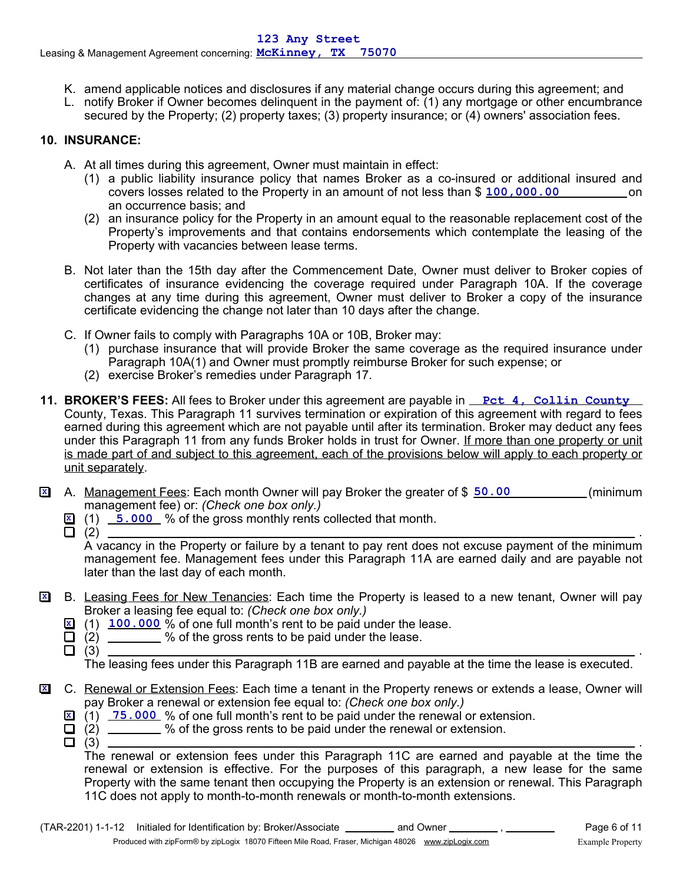K. amend applicable notices and disclosures if any material change occurs during this agreement; and

L. notify Broker if Owner becomes delinquent in the payment of: (1) any mortgage or other encumbrance secured by the Property; (2) property taxes; (3) property insurance; or (4) owners' association fees.

## 10. INSURANCE:

A. At all times during this agreement, Owner must maintain in effect:

(1) a public liability insurance policy that names Broker as a co-insured or additional insured and covers losses related to the Property in an amount of not less than $ **100,000.00** on an occurrence basis; and

(2) an insurance policy for the Property in an amount equal to the reasonable replacement cost of the Property's improvements and that contains endorsements which contemplate the leasing of the Property with vacancies between lease terms.

B. Not later than the 15th day after the Commencement Date, Owner must deliver to Broker copies of certificates of insurance evidencing the coverage required under Paragraph 10A. If the coverage changes at any time during this agreement, Owner must deliver to Broker a copy of the insurance certificate evidencing the change not later than 10 days after the change.

C. If Owner fails to comply with Paragraphs 10A or 10B, Broker may:

(1) purchase insurance that will provide Broker the same coverage as the required insurance under Paragraph 10A(1) and Owner must promptly reimburse Broker for such expense; or

(2) exercise Broker's remedies under Paragraph 17.

## 11. BROKER'S FEES:

All fees to Broker under this agreement are payable in **Pct 4, Collin County** County, Texas. This Paragraph 11 survives termination or expiration of this agreement with regard to fees earned during this agreement which are not payable until after its termination. Broker may deduct any fees under this Paragraph 11 from any funds Broker holds in trust for Owner. <u>If more than one property or unit is made part of and subject to this agreement, each of the provisions below will apply to each property or unit separately</u>.

[X] A. <u>Management Fees</u>: Each month Owner will pay Broker the greater of $ **50.00** (minimum management fee) or: *(Check one box only.)*

[X] (1) **5.000** % of the gross monthly rents collected that month.

[ ] (2) ______________________________.

A vacancy in the Property or failure by a tenant to pay rent does not excuse payment of the minimum management fee. Management fees under this Paragraph 11A are earned daily and are payable not later than the last day of each month.

[X] B. <u>Leasing Fees for New Tenancies</u>: Each time the Property is leased to a new tenant, Owner will pay Broker a leasing fee equal to: *(Check one box only.)*

[X] (1) **100.000** % of one full month's rent to be paid under the lease.

[ ] (2) ________ % of the gross rents to be paid under the lease.

[ ] (3) ______________________________.

The leasing fees under this Paragraph 11B are earned and payable at the time the lease is executed.

[X] C. <u>Renewal or Extension Fees</u>: Each time a tenant in the Property renews or extends a lease, Owner will pay Broker a renewal or extension fee equal to: *(Check one box only.)*

[X] (1) **75.000** % of one full month's rent to be paid under the renewal or extension.

[ ] (2) ________ % of the gross rents to be paid under the renewal or extension.

[ ] (3) ______________________________.

The renewal or extension fees under this Paragraph 11C are earned and payable at the time the renewal or extension is effective. For the purposes of this paragraph, a new lease for the same Property with the same tenant then occupying the Property is an extension or renewal. This Paragraph 11C does not apply to month-to-month renewals or month-to-month extensions.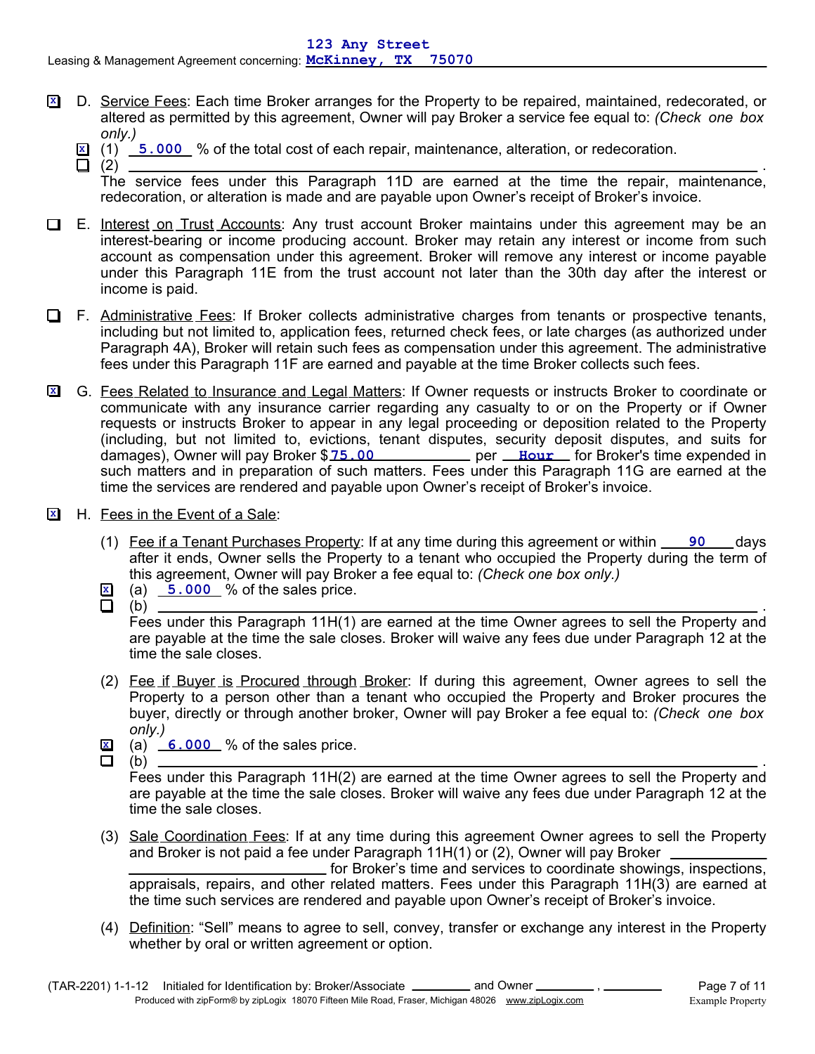123 Any Street
Leasing & Management Agreement concerning: McKinney, TX 75070

☒ D. Service Fees: Each time Broker arranges for the Property to be repaired, maintained, redecorated, or altered as permitted by this agreement, Owner will pay Broker a service fee equal to: *(Check one box only.)*

☒ (1) 5.000 % of the total cost of each repair, maintenance, alteration, or redecoration.
☐ (2) ____________________________________________.
The service fees under this Paragraph 11D are earned at the time the repair, maintenance, redecoration, or alteration is made and are payable upon Owner's receipt of Broker's invoice.

☐ E. Interest on Trust Accounts: Any trust account Broker maintains under this agreement may be an interest-bearing or income producing account. Broker may retain any interest or income from such account as compensation under this agreement. Broker will remove any interest or income payable under this Paragraph 11E from the trust account not later than the 30th day after the interest or income is paid.

☐ F. Administrative Fees: If Broker collects administrative charges from tenants or prospective tenants, including but not limited to, application fees, returned check fees, or late charges (as authorized under Paragraph 4A), Broker will retain such fees as compensation under this agreement. The administrative fees under this Paragraph 11F are earned and payable at the time Broker collects such fees.

☒ G. Fees Related to Insurance and Legal Matters: If Owner requests or instructs Broker to coordinate or communicate with any insurance carrier regarding any casualty to or on the Property or if Owner requests or instructs Broker to appear in any legal proceeding or deposition related to the Property (including, but not limited to, evictions, tenant disputes, security deposit disputes, and suits for damages), Owner will pay Broker $ 75.00 per Hour for Broker's time expended in such matters and in preparation of such matters. Fees under this Paragraph 11G are earned at the time the services are rendered and payable upon Owner's receipt of Broker's invoice.

☒ H. Fees in the Event of a Sale:

(1) Fee if a Tenant Purchases Property: If at any time during this agreement or within 90 days after it ends, Owner sells the Property to a tenant who occupied the Property during the term of this agreement, Owner will pay Broker a fee equal to: *(Check one box only.)*
☒ (a) 5.000 % of the sales price.
☐ (b) ____________________________________________.
Fees under this Paragraph 11H(1) are earned at the time Owner agrees to sell the Property and are payable at the time the sale closes. Broker will waive any fees due under Paragraph 12 at the time the sale closes.

(2) Fee if Buyer is Procured through Broker: If during this agreement, Owner agrees to sell the Property to a person other than a tenant who occupied the Property and Broker procures the buyer, directly or through another broker, Owner will pay Broker a fee equal to: *(Check one box only.)*
☒ (a) 6.000 % of the sales price.
☐ (b) ____________________________________________.
Fees under this Paragraph 11H(2) are earned at the time Owner agrees to sell the Property and are payable at the time the sale closes. Broker will waive any fees due under Paragraph 12 at the time the sale closes.

(3) Sale Coordination Fees: If at any time during this agreement Owner agrees to sell the Property and Broker is not paid a fee under Paragraph 11H(1) or (2), Owner will pay Broker ____________________ for Broker's time and services to coordinate showings, inspections, appraisals, repairs, and other related matters. Fees under this Paragraph 11H(3) are earned at the time such services are rendered and payable upon Owner's receipt of Broker's invoice.

(4) Definition: "Sell" means to agree to sell, convey, transfer or exchange any interest in the Property whether by oral or written agreement or option.

(TAR-2201) 1-1-12 Initialed for Identification by: Broker/Associate ________ and Owner ________ , ________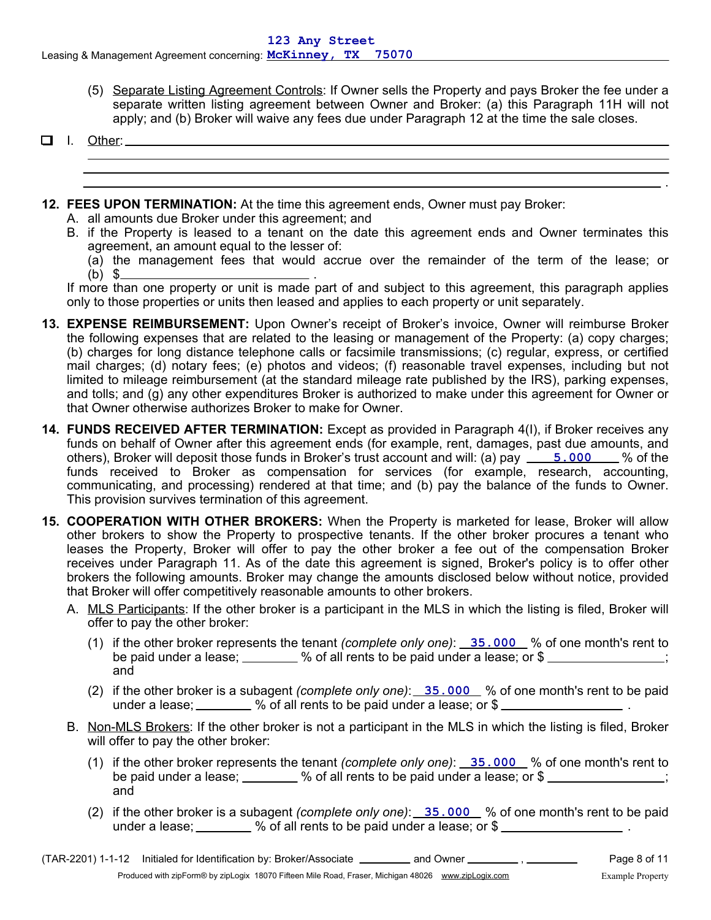(5) Separate Listing Agreement Controls: If Owner sells the Property and pays Broker the fee under a separate written listing agreement between Owner and Broker: (a) this Paragraph 11H will not apply; and (b) Broker will waive any fees due under Paragraph 12 at the time the sale closes.

☐ I. Other: ______________________________________________________________________________
_____________________________________________________________________________________
_____________________________________________________________________________________
_____________________________________________________________________________________.

**12. FEES UPON TERMINATION:** At the time this agreement ends, Owner must pay Broker:

A. all amounts due Broker under this agreement; and

B. if the Property is leased to a tenant on the date this agreement ends and Owner terminates this agreement, an amount equal to the lesser of:
(a) the management fees that would accrue over the remainder of the term of the lease; or
(b) $________________________.

If more than one property or unit is made part of and subject to this agreement, this paragraph applies only to those properties or units then leased and applies to each property or unit separately.

**13. EXPENSE REIMBURSEMENT:** Upon Owner's receipt of Broker's invoice, Owner will reimburse Broker the following expenses that are related to the leasing or management of the Property: (a) copy charges; (b) charges for long distance telephone calls or facsimile transmissions; (c) regular, express, or certified mail charges; (d) notary fees; (e) photos and videos; (f) reasonable travel expenses, including but not limited to mileage reimbursement (at the standard mileage rate published by the IRS), parking expenses, and tolls; and (g) any other expenditures Broker is authorized to make under this agreement for Owner or that Owner otherwise authorizes Broker to make for Owner.

**14. FUNDS RECEIVED AFTER TERMINATION:** Except as provided in Paragraph 4(I), if Broker receives any funds on behalf of Owner after this agreement ends (for example, rent, damages, past due amounts, and others), Broker will deposit those funds in Broker's trust account and will: (a) pay __5.000__ % of the funds received to Broker as compensation for services (for example, research, accounting, communicating, and processing) rendered at that time; and (b) pay the balance of the funds to Owner. This provision survives termination of this agreement.

**15. COOPERATION WITH OTHER BROKERS:** When the Property is marketed for lease, Broker will allow other brokers to show the Property to prospective tenants. If the other broker procures a tenant who leases the Property, Broker will offer to pay the other broker a fee out of the compensation Broker receives under Paragraph 11. As of the date this agreement is signed, Broker's policy is to offer other brokers the following amounts. Broker may change the amounts disclosed below without notice, provided that Broker will offer competitively reasonable amounts to other brokers.

A. MLS Participants: If the other broker is a participant in the MLS in which the listing is filed, Broker will offer to pay the other broker:

(1) if the other broker represents the tenant *(complete only one)*: __35.000__ % of one month's rent to be paid under a lease; ________ % of all rents to be paid under a lease; or $________________; and

(2) if the other broker is a subagent *(complete only one)*: __35.000__ % of one month's rent to be paid under a lease; ________ % of all rents to be paid under a lease; or $________________.

B. Non-MLS Brokers: If the other broker is not a participant in the MLS in which the listing is filed, Broker will offer to pay the other broker:

(1) if the other broker represents the tenant *(complete only one)*: __35.000__ % of one month's rent to be paid under a lease; ________ % of all rents to be paid under a lease; or $________________; and

(2) if the other broker is a subagent *(complete only one)*: __35.000__ % of one month's rent to be paid under a lease; ________ % of all rents to be paid under a lease; or $________________.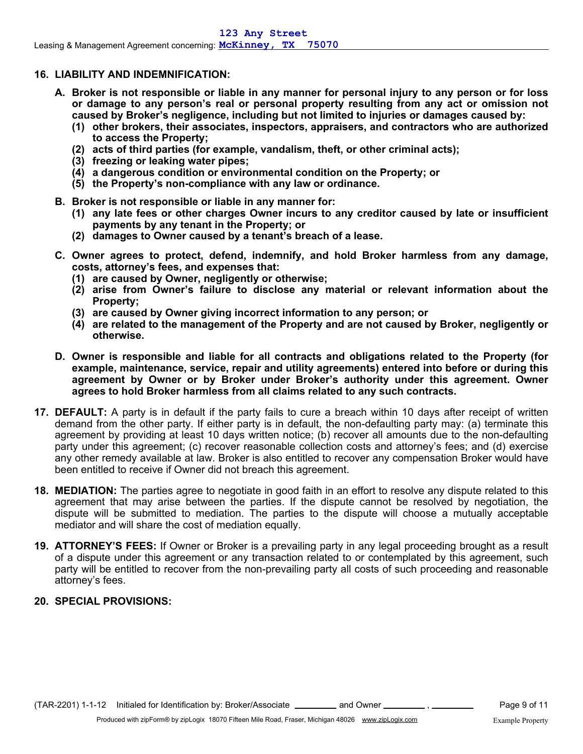## 16. LIABILITY AND INDEMNIFICATION:

**A. Broker is not responsible or liable in any manner for personal injury to any person or for loss or damage to any person's real or personal property resulting from any act or omission not caused by Broker's negligence, including but not limited to injuries or damages caused by:**

**(1) other brokers, their associates, inspectors, appraisers, and contractors who are authorized to access the Property;**

**(2) acts of third parties (for example, vandalism, theft, or other criminal acts);**

**(3) freezing or leaking water pipes;**

**(4) a dangerous condition or environmental condition on the Property; or**

**(5) the Property's non-compliance with any law or ordinance.**

**B. Broker is not responsible or liable in any manner for:**

**(1) any late fees or other charges Owner incurs to any creditor caused by late or insufficient payments by any tenant in the Property; or**

**(2) damages to Owner caused by a tenant's breach of a lease.**

**C. Owner agrees to protect, defend, indemnify, and hold Broker harmless from any damage, costs, attorney's fees, and expenses that:**

**(1) are caused by Owner, negligently or otherwise;**

**(2) arise from Owner's failure to disclose any material or relevant information about the Property;**

**(3) are caused by Owner giving incorrect information to any person; or**

**(4) are related to the management of the Property and are not caused by Broker, negligently or otherwise.**

**D. Owner is responsible and liable for all contracts and obligations related to the Property (for example, maintenance, service, repair and utility agreements) entered into before or during this agreement by Owner or by Broker under Broker's authority under this agreement. Owner agrees to hold Broker harmless from all claims related to any such contracts.**

**17. DEFAULT:** A party is in default if the party fails to cure a breach within 10 days after receipt of written demand from the other party. If either party is in default, the non-defaulting party may: (a) terminate this agreement by providing at least 10 days written notice; (b) recover all amounts due to the non-defaulting party under this agreement; (c) recover reasonable collection costs and attorney's fees; and (d) exercise any other remedy available at law. Broker is also entitled to recover any compensation Broker would have been entitled to receive if Owner did not breach this agreement.

**18. MEDIATION:** The parties agree to negotiate in good faith in an effort to resolve any dispute related to this agreement that may arise between the parties. If the dispute cannot be resolved by negotiation, the dispute will be submitted to mediation. The parties to the dispute will choose a mutually acceptable mediator and will share the cost of mediation equally.

**19. ATTORNEY'S FEES:** If Owner or Broker is a prevailing party in any legal proceeding brought as a result of a dispute under this agreement or any transaction related to or contemplated by this agreement, such party will be entitled to recover from the non-prevailing party all costs of such proceeding and reasonable attorney's fees.

**20. SPECIAL PROVISIONS:**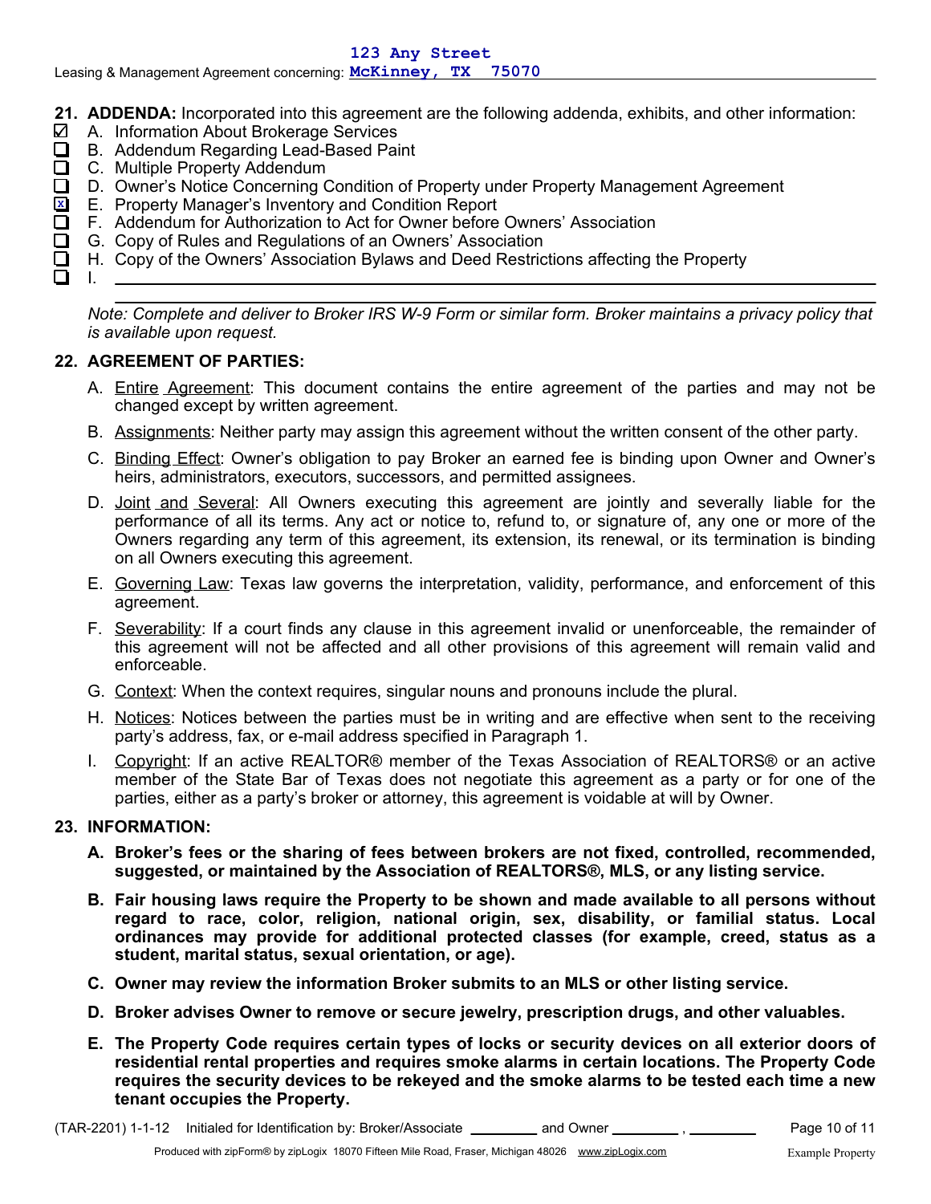Leasing & Management Agreement concerning: 123 Any Street McKinney, TX 75070

**21. ADDENDA:** Incorporated into this agreement are the following addenda, exhibits, and other information:

- ☑ A. Information About Brokerage Services
- ☐ B. Addendum Regarding Lead-Based Paint
- ☐ C. Multiple Property Addendum
- ☐ D. Owner's Notice Concerning Condition of Property under Property Management Agreement
- ☒ E. Property Manager's Inventory and Condition Report
- ☐ F. Addendum for Authorization to Act for Owner before Owners' Association
- ☐ G. Copy of Rules and Regulations of an Owners' Association
- ☐ H. Copy of the Owners' Association Bylaws and Deed Restrictions affecting the Property
- ☐ I. ______________________________

*Note: Complete and deliver to Broker IRS W-9 Form or similar form. Broker maintains a privacy policy that is available upon request.*

**22. AGREEMENT OF PARTIES:**

A. Entire Agreement: This document contains the entire agreement of the parties and may not be changed except by written agreement.

B. Assignments: Neither party may assign this agreement without the written consent of the other party.

C. Binding Effect: Owner's obligation to pay Broker an earned fee is binding upon Owner and Owner's heirs, administrators, executors, successors, and permitted assignees.

D. Joint and Several: All Owners executing this agreement are jointly and severally liable for the performance of all its terms. Any act or notice to, refund to, or signature of, any one or more of the Owners regarding any term of this agreement, its extension, its renewal, or its termination is binding on all Owners executing this agreement.

E. Governing Law: Texas law governs the interpretation, validity, performance, and enforcement of this agreement.

F. Severability: If a court finds any clause in this agreement invalid or unenforceable, the remainder of this agreement will not be affected and all other provisions of this agreement will remain valid and enforceable.

G. Context: When the context requires, singular nouns and pronouns include the plural.

H. Notices: Notices between the parties must be in writing and are effective when sent to the receiving party's address, fax, or e-mail address specified in Paragraph 1.

I. Copyright: If an active REALTOR® member of the Texas Association of REALTORS® or an active member of the State Bar of Texas does not negotiate this agreement as a party or for one of the parties, either as a party's broker or attorney, this agreement is voidable at will by Owner.

**23. INFORMATION:**

**A. Broker's fees or the sharing of fees between brokers are not fixed, controlled, recommended, suggested, or maintained by the Association of REALTORS®, MLS, or any listing service.**

**B. Fair housing laws require the Property to be shown and made available to all persons without regard to race, color, religion, national origin, sex, disability, or familial status. Local ordinances may provide for additional protected classes (for example, creed, status as a student, marital status, sexual orientation, or age).**

**C. Owner may review the information Broker submits to an MLS or other listing service.**

**D. Broker advises Owner to remove or secure jewelry, prescription drugs, and other valuables.**

**E. The Property Code requires certain types of locks or security devices on all exterior doors of residential rental properties and requires smoke alarms in certain locations. The Property Code requires the security devices to be rekeyed and the smoke alarms to be tested each time a new tenant occupies the Property.**

(TAR-2201) 1-1-12 Initialed for Identification by: Broker/Associate ________ and Owner ________ , ________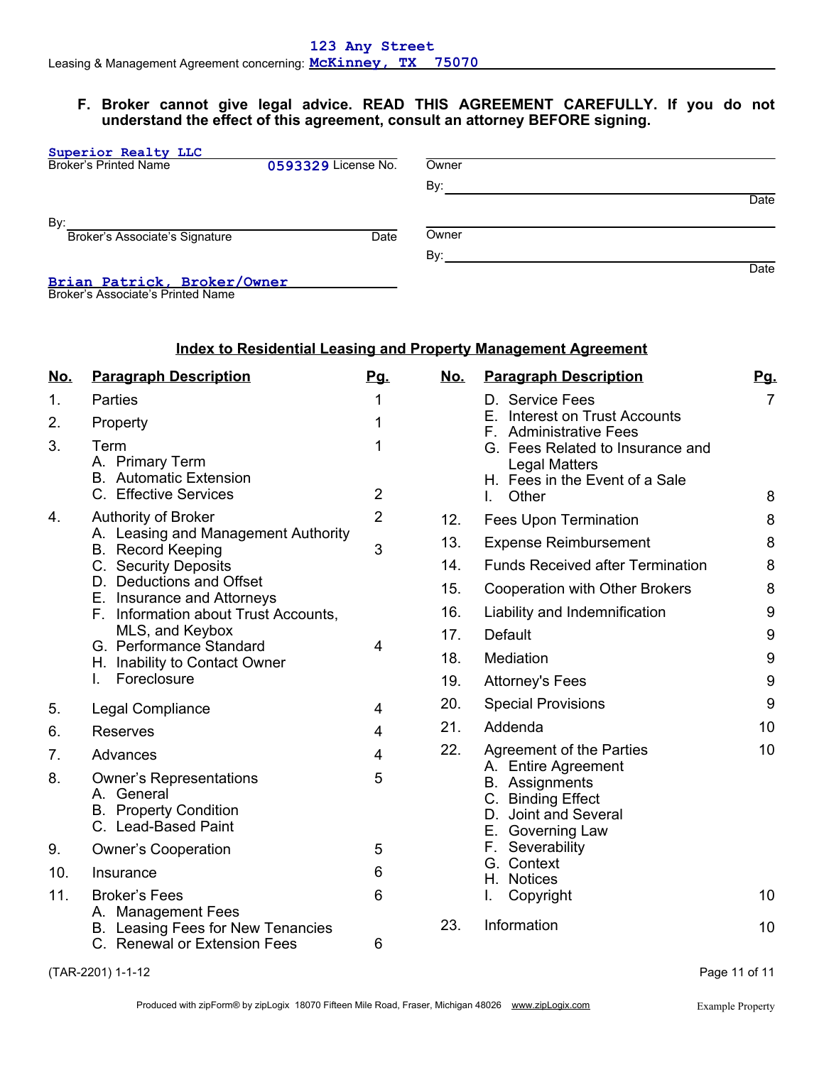Leasing & Management Agreement concerning: 123 Any Street McKinney, TX 75070

**F. Broker cannot give legal advice. READ THIS AGREEMENT CAREFULLY. If you do not understand the effect of this agreement, consult an attorney BEFORE signing.**

| | |
|---|---|
| Superior Realty LLC<br>Broker's Printed Name  0593329 License No. | Owner<br>By: ______ Date |
| By: ______<br>Broker's Associate's Signature  Date | Owner<br>By: ______ Date |
| Brian Patrick, Broker/Owner<br>Broker's Associate's Printed Name | |

## Index to Residential Leasing and Property Management Agreement

| No. | Paragraph Description | Pg. |
|---|---|---|
| 1. | Parties | 1 |
| 2. | Property | 1 |
| 3. | Term<br>A. Primary Term<br>B. Automatic Extension<br>C. Effective Services | 1<br><br><br>2 |
| 4. | Authority of Broker<br>A. Leasing and Management Authority<br>B. Record Keeping<br>C. Security Deposits<br>D. Deductions and Offset<br>E. Insurance and Attorneys<br>F. Information about Trust Accounts, MLS, and Keybox<br>G. Performance Standard<br>H. Inability to Contact Owner<br>I. Foreclosure | 2<br><br>3<br><br><br><br><br>4 |
| 5. | Legal Compliance | 4 |
| 6. | Reserves | 4 |
| 7. | Advances | 4 |
| 8. | Owner's Representations<br>A. General<br>B. Property Condition<br>C. Lead-Based Paint | 5 |
| 9. | Owner's Cooperation | 5 |
| 10. | Insurance | 6 |
| 11. | Broker's Fees<br>A. Management Fees<br>B. Leasing Fees for New Tenancies<br>C. Renewal or Extension Fees<br>D. Service Fees<br>E. Interest on Trust Accounts<br>F. Administrative Fees<br>G. Fees Related to Insurance and Legal Matters<br>H. Fees in the Event of a Sale<br>I. Other | 6<br><br><br>6<br>7<br><br><br><br><br>8 |
| 12. | Fees Upon Termination | 8 |
| 13. | Expense Reimbursement | 8 |
| 14. | Funds Received after Termination | 8 |
| 15. | Cooperation with Other Brokers | 8 |
| 16. | Liability and Indemnification | 9 |
| 17. | Default | 9 |
| 18. | Mediation | 9 |
| 19. | Attorney's Fees | 9 |
| 20. | Special Provisions | 9 |
| 21. | Addenda | 10 |
| 22. | Agreement of the Parties<br>A. Entire Agreement<br>B. Assignments<br>C. Binding Effect<br>D. Joint and Several<br>E. Governing Law<br>F. Severability<br>G. Context<br>H. Notices<br>I. Copyright | 10<br><br><br><br><br><br><br><br><br>10 |
| 23. | Information | 10 |

(TAR-2201) 1-1-12

Produced with zipForm® by zipLogix 18070 Fifteen Mile Road, Fraser, Michigan 48026 www.zipLogix.com  Example Property